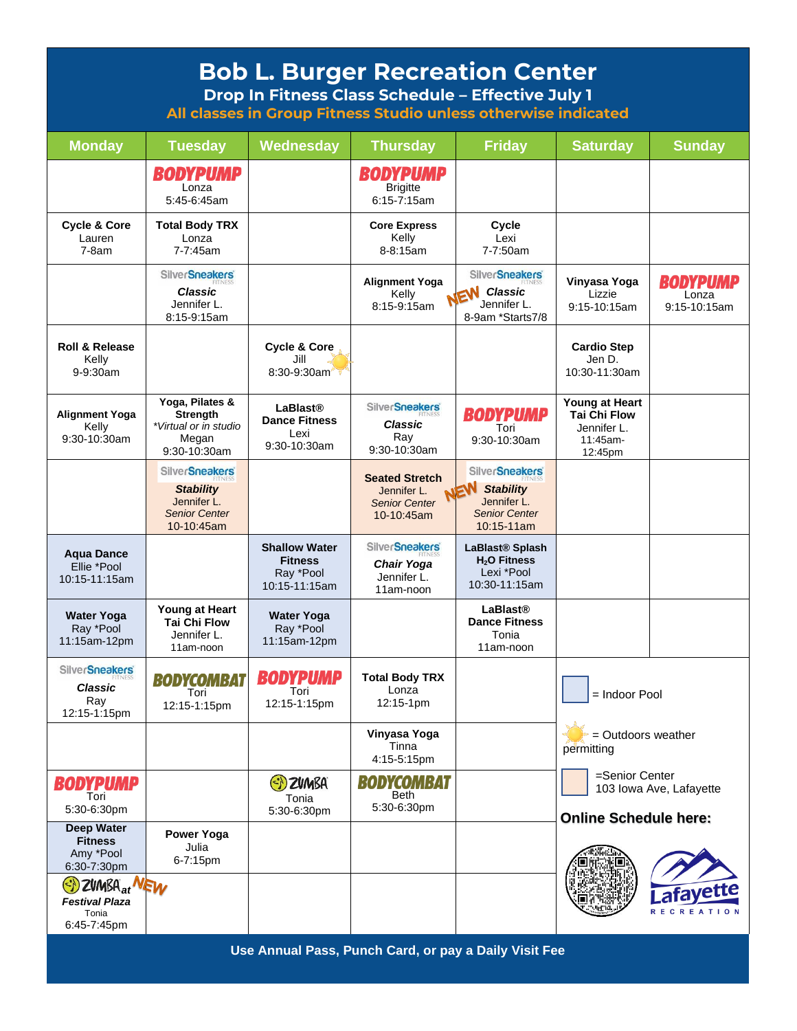# Bob L. Burger Recreation Center

## Drop In Fitness Class Schedule – Effective July 1

**All classes in Group Fitness Studio unless otherwise indicated**

| Monday | Tuesday | Wednesday | Thursday | Friday | Saturday | Sunday |
|---|---|---|---|---|---|---|
| | **BODYPUMP** Lonza 5:45-6:45am | | **BODYPUMP** Brigitte 6:15-7:15am | | | |
| **Cycle & Core** Lauren 7-8am | **Total Body TRX** Lonza 7-7:45am | | **Core Express** Kelly 8-8:15am | **Cycle** Lexi 7-7:50am | | |
| | **SilverSneakers** ***Classic*** Jennifer L. 8:15-9:15am | | **Alignment Yoga** Kelly 8:15-9:15am | NEW **SilverSneakers** ***Classic*** Jennifer L. 8-9am *Starts7/8 | **Vinyasa Yoga** Lizzie 9:15-10:15am | **BODYPUMP** Lonza 9:15-10:15am |
| **Roll & Release** Kelly 9-9:30am | | **Cycle & Core** Jill 8:30-9:30am (outdoors weather permitting) | | | **Cardio Step** Jen D. 10:30-11:30am | |
| **Alignment Yoga** Kelly 9:30-10:30am | **Yoga, Pilates & Strength** *Virtual or in studio* Megan 9:30-10:30am | **LaBlast® Dance Fitness** Lexi 9:30-10:30am | **SilverSneakers** ***Classic*** Ray 9:30-10:30am | **BODYPUMP** Tori 9:30-10:30am | **Young at Heart Tai Chi Flow** Jennifer L. 11:45am-12:45pm | |
| | **SilverSneakers** ***Stability*** Jennifer L. *Senior Center* 10-10:45am | | **Seated Stretch** Jennifer L. *Senior Center* 10-10:45am | NEW **SilverSneakers** ***Stability*** Jennifer L. *Senior Center* 10:15-11am | | |
| **Aqua Dance** Ellie *Pool 10:15-11:15am | | **Shallow Water Fitness** Ray *Pool 10:15-11:15am | **SilverSneakers** ***Chair Yoga*** Jennifer L. 11am-noon | **LaBlast® Splash $H_2O$ Fitness** Lexi *Pool 10:30-11:15am | | |
| **Water Yoga** Ray *Pool 11:15am-12pm | **Young at Heart Tai Chi Flow** Jennifer L. 11am-noon | **Water Yoga** Ray *Pool 11:15am-12pm | | **LaBlast® Dance Fitness** Tonia 11am-noon | | |
| **SilverSneakers** ***Classic*** Ray 12:15-1:15pm | **BODYCOMBAT** Tori 12:15-1:15pm | **BODYPUMP** Tori 12:15-1:15pm | **Total Body TRX** Lonza 12:15-1pm | | | |
| | | | **Vinyasa Yoga** Tinna 4:15-5:15pm | | | |
| **BODYPUMP** Tori 5:30-6:30pm | | **ZUMBA** Tonia 5:30-6:30pm | **BODYCOMBAT** Beth 5:30-6:30pm | | | |
| **Deep Water Fitness** Amy *Pool 6:30-7:30pm | **Power Yoga** Julia 6-7:15pm | | | | | |
| **ZUMBA** at ***Festival Plaza*** NEW Tonia 6:45-7:45pm | | | | | | |

= Indoor Pool

= Outdoors weather permitting

=Senior Center 103 Iowa Ave, Lafayette

**Online Schedule here:**

Lafayette RECREATION

**Use Annual Pass, Punch Card, or pay a Daily Visit Fee**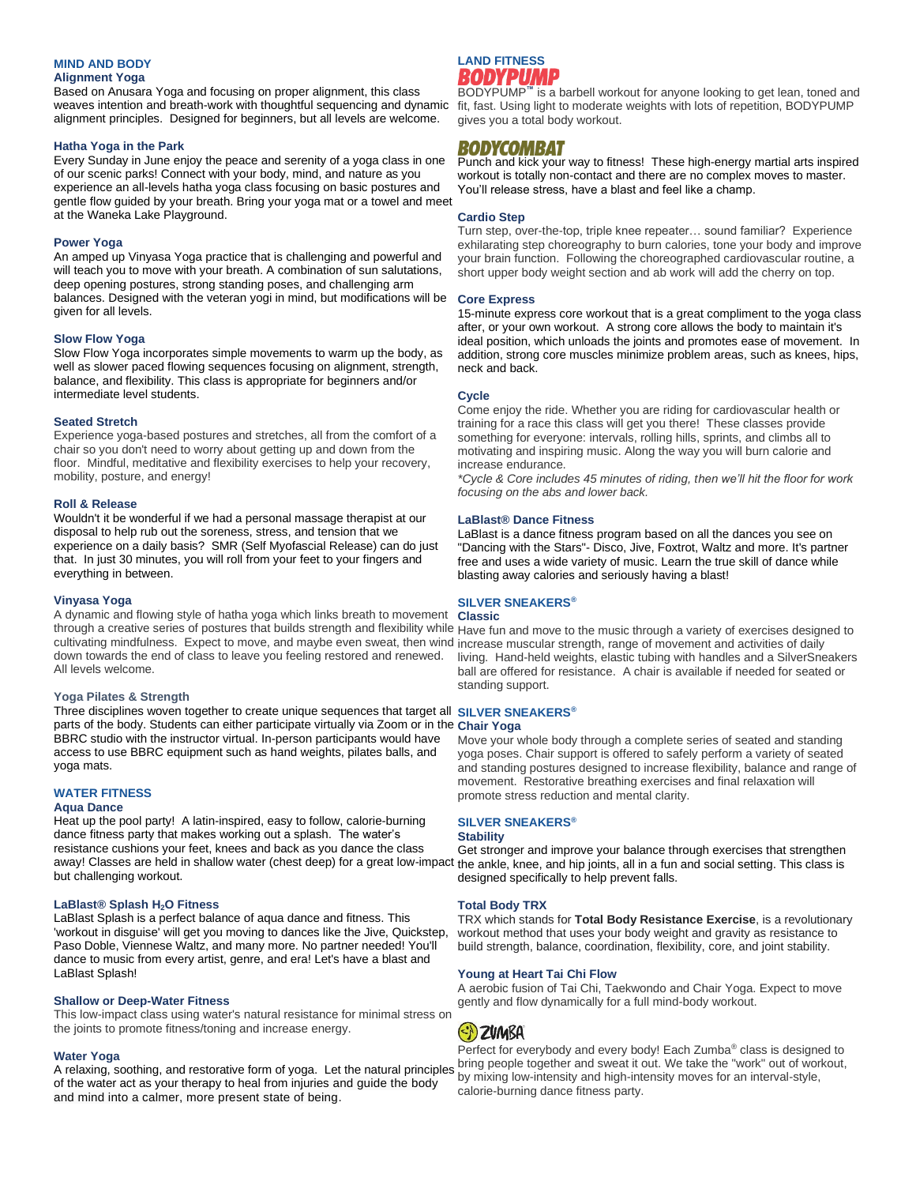## MIND AND BODY

### Alignment Yoga

Based on Anusara Yoga and focusing on proper alignment, this class weaves intention and breath-work with thoughtful sequencing and dynamic alignment principles. Designed for beginners, but all levels are welcome.

### Hatha Yoga in the Park

Every Sunday in June enjoy the peace and serenity of a yoga class in one of our scenic parks! Connect with your body, mind, and nature as you experience an all-levels hatha yoga class focusing on basic postures and gentle flow guided by your breath. Bring your yoga mat or a towel and meet at the Waneka Lake Playground.

### Power Yoga

An amped up Vinyasa Yoga practice that is challenging and powerful and will teach you to move with your breath. A combination of sun salutations, deep opening postures, strong standing poses, and challenging arm balances. Designed with the veteran yogi in mind, but modifications will be given for all levels.

### Slow Flow Yoga

Slow Flow Yoga incorporates simple movements to warm up the body, as well as slower paced flowing sequences focusing on alignment, strength, balance, and flexibility. This class is appropriate for beginners and/or intermediate level students.

### Seated Stretch

Experience yoga-based postures and stretches, all from the comfort of a chair so you don't need to worry about getting up and down from the floor. Mindful, meditative and flexibility exercises to help your recovery, mobility, posture, and energy!

### Roll & Release

Wouldn't it be wonderful if we had a personal massage therapist at our disposal to help rub out the soreness, stress, and tension that we experience on a daily basis? SMR (Self Myofascial Release) can do just that. In just 30 minutes, you will roll from your feet to your fingers and everything in between.

### Vinyasa Yoga

A dynamic and flowing style of hatha yoga which links breath to movement through a creative series of postures that builds strength and flexibility while cultivating mindfulness. Expect to move, and maybe even sweat, then wind down towards the end of class to leave you feeling restored and renewed. All levels welcome.

### Yoga Pilates & Strength

Three disciplines woven together to create unique sequences that target all parts of the body. Students can either participate virtually via Zoom or in the BBRC studio with the instructor virtual. In-person participants would have access to use BBRC equipment such as hand weights, pilates balls, and yoga mats.

## WATER FITNESS

### Aqua Dance

Heat up the pool party! A latin-inspired, easy to follow, calorie-burning dance fitness party that makes working out a splash. The water's resistance cushions your feet, knees and back as you dance the class away! Classes are held in shallow water (chest deep) for a great low-impact but challenging workout.

### LaBlast® Splash $H_2O$ Fitness

LaBlast Splash is a perfect balance of aqua dance and fitness. This 'workout in disguise' will get you moving to dances like the Jive, Quickstep, Paso Doble, Viennese Waltz, and many more. No partner needed! You'll dance to music from every artist, genre, and era! Let's have a blast and LaBlast Splash!

### Shallow or Deep-Water Fitness

This low-impact class using water's natural resistance for minimal stress on the joints to promote fitness/toning and increase energy.

### Water Yoga

A relaxing, soothing, and restorative form of yoga. Let the natural principles of the water act as your therapy to heal from injuries and guide the body and mind into a calmer, more present state of being.

## LAND FITNESS

### BODYPUMP

BODYPUMP™ is a barbell workout for anyone looking to get lean, toned and fit, fast. Using light to moderate weights with lots of repetition, BODYPUMP gives you a total body workout.

### BODYCOMBAT

Punch and kick your way to fitness! These high-energy martial arts inspired workout is totally non-contact and there are no complex moves to master. You'll release stress, have a blast and feel like a champ.

### Cardio Step

Turn step, over-the-top, triple knee repeater… sound familiar? Experience exhilarating step choreography to burn calories, tone your body and improve your brain function. Following the choreographed cardiovascular routine, a short upper body weight section and ab work will add the cherry on top.

### Core Express

15-minute express core workout that is a great compliment to the yoga class after, or your own workout. A strong core allows the body to maintain it's ideal position, which unloads the joints and promotes ease of movement. In addition, strong core muscles minimize problem areas, such as knees, hips, neck and back.

### Cycle

Come enjoy the ride. Whether you are riding for cardiovascular health or training for a race this class will get you there! These classes provide something for everyone: intervals, rolling hills, sprints, and climbs all to motivating and inspiring music. Along the way you will burn calorie and increase endurance.

*\*Cycle & Core includes 45 minutes of riding, then we'll hit the floor for work focusing on the abs and lower back.*

### LaBlast® Dance Fitness

LaBlast is a dance fitness program based on all the dances you see on "Dancing with the Stars"- Disco, Jive, Foxtrot, Waltz and more. It's partner free and uses a wide variety of music. Learn the true skill of dance while blasting away calories and seriously having a blast!

### SILVER SNEAKERS® Classic

Have fun and move to the music through a variety of exercises designed to increase muscular strength, range of movement and activities of daily living. Hand-held weights, elastic tubing with handles and a SilverSneakers ball are offered for resistance. A chair is available if needed for seated or standing support.

### SILVER SNEAKERS® Chair Yoga

Move your whole body through a complete series of seated and standing yoga poses. Chair support is offered to safely perform a variety of seated and standing postures designed to increase flexibility, balance and range of movement. Restorative breathing exercises and final relaxation will promote stress reduction and mental clarity.

### SILVER SNEAKERS® Stability

Get stronger and improve your balance through exercises that strengthen the ankle, knee, and hip joints, all in a fun and social setting. This class is designed specifically to help prevent falls.

### Total Body TRX

TRX which stands for **Total Body Resistance Exercise**, is a revolutionary workout method that uses your body weight and gravity as resistance to build strength, balance, coordination, flexibility, core, and joint stability.

### Young at Heart Tai Chi Flow

A aerobic fusion of Tai Chi, Taekwondo and Chair Yoga. Expect to move gently and flow dynamically for a full mind-body workout.

### ZUMBA

Perfect for everybody and every body! Each Zumba® class is designed to bring people together and sweat it out. We take the "work" out of workout, by mixing low-intensity and high-intensity moves for an interval-style, calorie-burning dance fitness party.